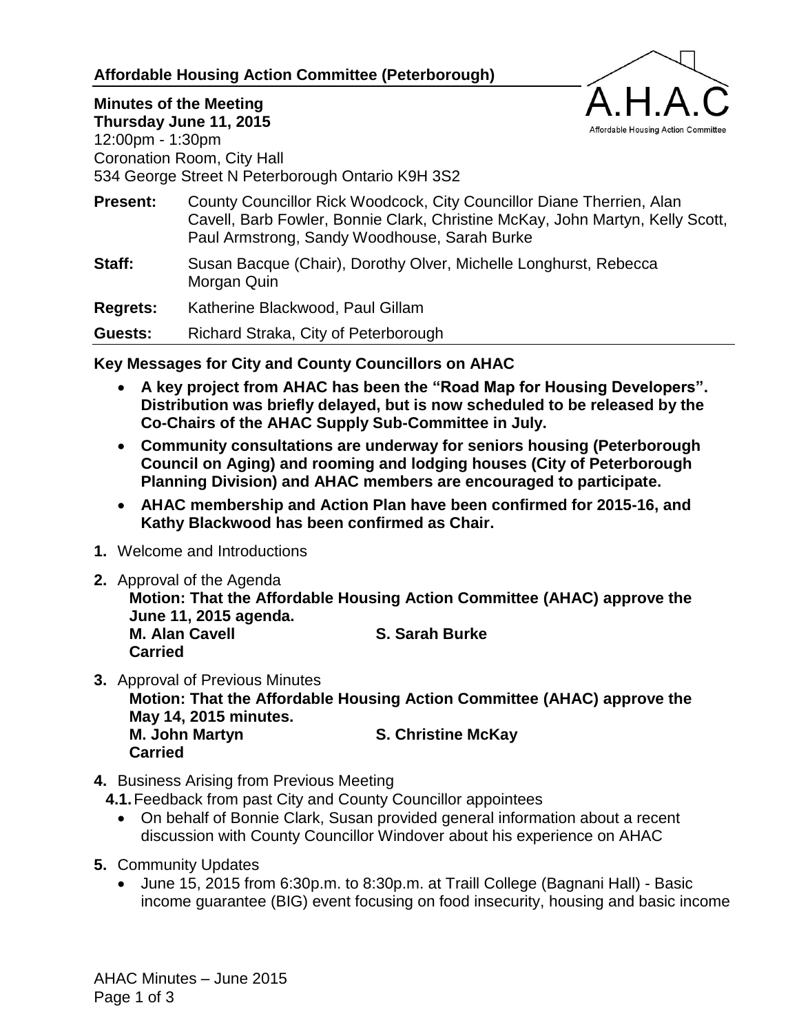# Affordable Housing Action Committee (Peterborough)

**Minutes of the Meeting**
**Thursday June 11, 2015**
12:00pm - 1:30pm
Coronation Room, City Hall
534 George Street N Peterborough Ontario K9H 3S2

**Present:** County Councillor Rick Woodcock, City Councillor Diane Therrien, Alan Cavell, Barb Fowler, Bonnie Clark, Christine McKay, John Martyn, Kelly Scott, Paul Armstrong, Sandy Woodhouse, Sarah Burke

**Staff:** Susan Bacque (Chair), Dorothy Olver, Michelle Longhurst, Rebecca Morgan Quin

**Regrets:** Katherine Blackwood, Paul Gillam

**Guests:** Richard Straka, City of Peterborough

**Key Messages for City and County Councillors on AHAC**

- **A key project from AHAC has been the "Road Map for Housing Developers". Distribution was briefly delayed, but is now scheduled to be released by the Co-Chairs of the AHAC Supply Sub-Committee in July.**
- **Community consultations are underway for seniors housing (Peterborough Council on Aging) and rooming and lodging houses (City of Peterborough Planning Division) and AHAC members are encouraged to participate.**
- **AHAC membership and Action Plan have been confirmed for 2015-16, and Kathy Blackwood has been confirmed as Chair.**

**1.** Welcome and Introductions

**2.** Approval of the Agenda
**Motion: That the Affordable Housing Action Committee (AHAC) approve the June 11, 2015 agenda.**
**M. Alan Cavell** **S. Sarah Burke**
**Carried**

**3.** Approval of Previous Minutes
**Motion: That the Affordable Housing Action Committee (AHAC) approve the May 14, 2015 minutes.**
**M. John Martyn** **S. Christine McKay**
**Carried**

**4.** Business Arising from Previous Meeting

**4.1.** Feedback from past City and County Councillor appointees

- On behalf of Bonnie Clark, Susan provided general information about a recent discussion with County Councillor Windover about his experience on AHAC

**5.** Community Updates

- June 15, 2015 from 6:30p.m. to 8:30p.m. at Traill College (Bagnani Hall) - Basic income guarantee (BIG) event focusing on food insecurity, housing and basic income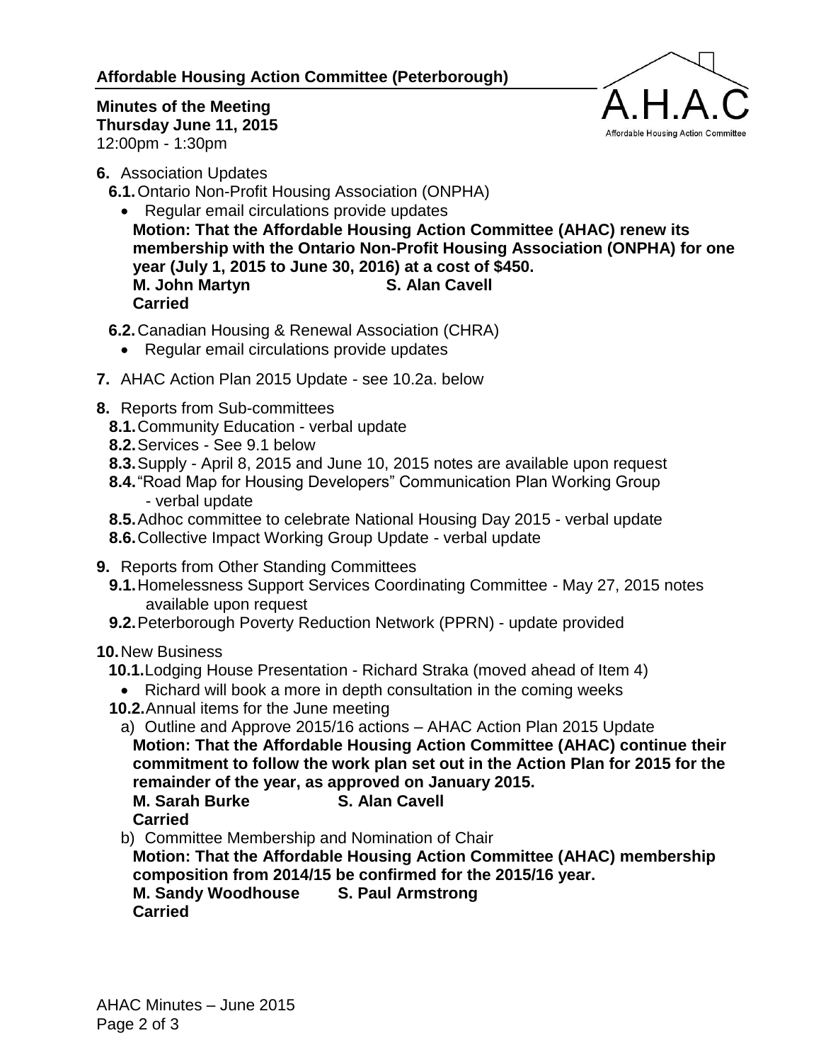**Affordable Housing Action Committee (Peterborough)**

**Minutes of the Meeting**
**Thursday June 11, 2015**
12:00pm - 1:30pm

**6.** Association Updates

**6.1.** Ontario Non-Profit Housing Association (ONPHA)

- Regular email circulations provide updates

**Motion: That the Affordable Housing Action Committee (AHAC) renew its membership with the Ontario Non-Profit Housing Association (ONPHA) for one year (July 1, 2015 to June 30, 2016) at a cost of $450.**
**M. John Martyn S. Alan Cavell**
**Carried**

**6.2.** Canadian Housing & Renewal Association (CHRA)

- Regular email circulations provide updates

**7.** AHAC Action Plan 2015 Update - see 10.2a. below

**8.** Reports from Sub-committees

**8.1.** Community Education - verbal update
**8.2.** Services - See 9.1 below
**8.3.** Supply - April 8, 2015 and June 10, 2015 notes are available upon request
**8.4.** "Road Map for Housing Developers" Communication Plan Working Group - verbal update
**8.5.** Adhoc committee to celebrate National Housing Day 2015 - verbal update
**8.6.** Collective Impact Working Group Update - verbal update

**9.** Reports from Other Standing Committees

**9.1.** Homelessness Support Services Coordinating Committee - May 27, 2015 notes available upon request
**9.2.** Peterborough Poverty Reduction Network (PPRN) - update provided

**10.** New Business

**10.1.** Lodging House Presentation - Richard Straka (moved ahead of Item 4)

- Richard will book a more in depth consultation in the coming weeks

**10.2.** Annual items for the June meeting

a) Outline and Approve 2015/16 actions – AHAC Action Plan 2015 Update

**Motion: That the Affordable Housing Action Committee (AHAC) continue their commitment to follow the work plan set out in the Action Plan for 2015 for the remainder of the year, as approved on January 2015.**
**M. Sarah Burke S. Alan Cavell**
**Carried**

b) Committee Membership and Nomination of Chair

**Motion: That the Affordable Housing Action Committee (AHAC) membership composition from 2014/15 be confirmed for the 2015/16 year.**
**M. Sandy Woodhouse S. Paul Armstrong**
**Carried**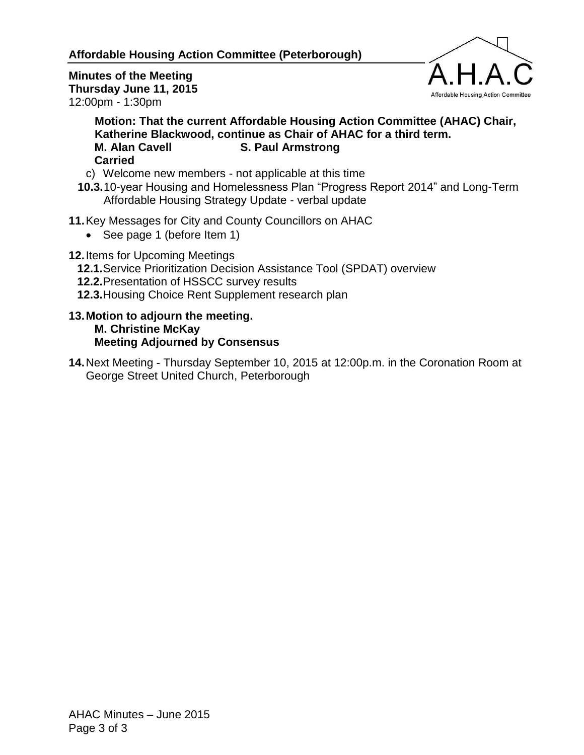**Affordable Housing Action Committee (Peterborough)**

**Minutes of the Meeting**
**Thursday June 11, 2015**
12:00pm - 1:30pm

**Motion: That the current Affordable Housing Action Committee (AHAC) Chair, Katherine Blackwood, continue as Chair of AHAC for a third term.**
**M. Alan Cavell S. Paul Armstrong**
**Carried**

c) Welcome new members - not applicable at this time

**10.3.** 10-year Housing and Homelessness Plan "Progress Report 2014" and Long-Term Affordable Housing Strategy Update - verbal update

**11.** Key Messages for City and County Councillors on AHAC

- See page 1 (before Item 1)

**12.** Items for Upcoming Meetings

**12.1.** Service Prioritization Decision Assistance Tool (SPDAT) overview

**12.2.** Presentation of HSSCC survey results

**12.3.** Housing Choice Rent Supplement research plan

**13. Motion to adjourn the meeting.**
**M. Christine McKay**
**Meeting Adjourned by Consensus**

**14.** Next Meeting - Thursday September 10, 2015 at 12:00p.m. in the Coronation Room at George Street United Church, Peterborough